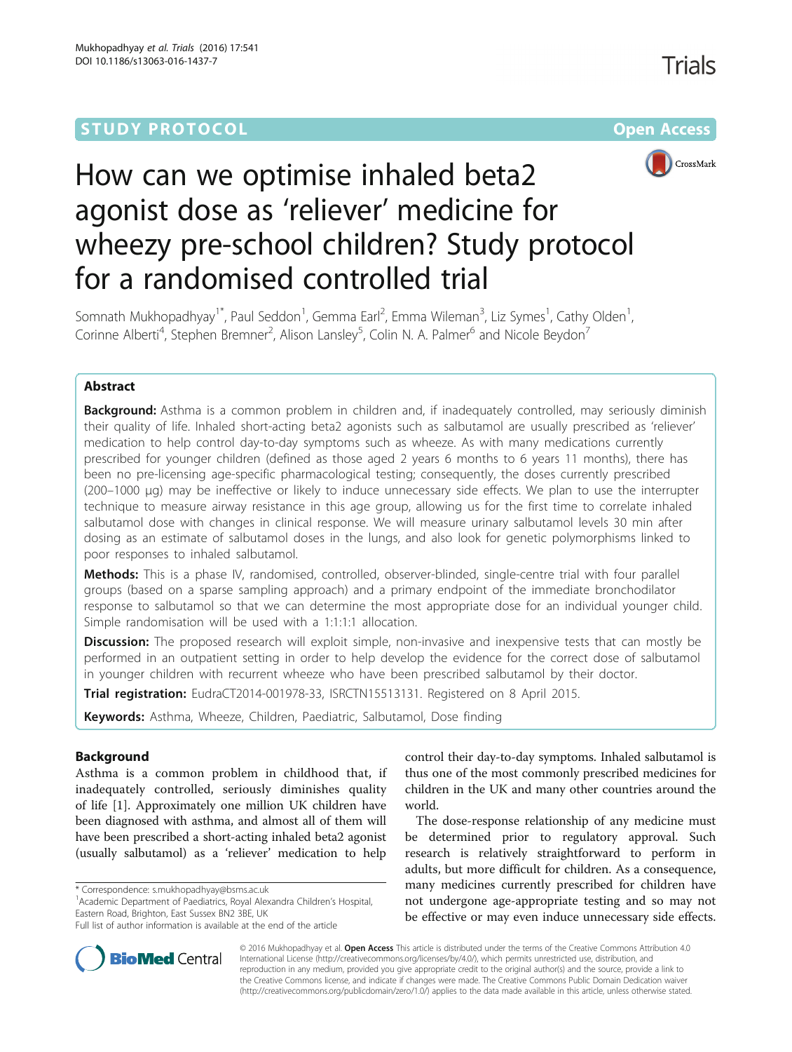STUDY PROTOCOL Open Access

# How can we optimise inhaled beta2 agonist dose as 'reliever' medicine for wheezy pre-school children? Study protocol for a randomised controlled trial

Somnath Mukhopadhyay[1*], Paul Seddon[1], Gemma Earl[2], Emma Wileman[3], Liz Symes[1], Cathy Olden[1], Corinne Alberti[4], Stephen Bremner[2], Alison Lansley[5], Colin N. A. Palmer[6] and Nicole Beydon[7]

## Abstract

**Background:** Asthma is a common problem in children and, if inadequately controlled, may seriously diminish their quality of life. Inhaled short-acting beta2 agonists such as salbutamol are usually prescribed as 'reliever' medication to help control day-to-day symptoms such as wheeze. As with many medications currently prescribed for younger children (defined as those aged 2 years 6 months to 6 years 11 months), there has been no pre-licensing age-specific pharmacological testing; consequently, the doses currently prescribed (200–1000 μg) may be ineffective or likely to induce unnecessary side effects. We plan to use the interrupter technique to measure airway resistance in this age group, allowing us for the first time to correlate inhaled salbutamol dose with changes in clinical response. We will measure urinary salbutamol levels 30 min after dosing as an estimate of salbutamol doses in the lungs, and also look for genetic polymorphisms linked to poor responses to inhaled salbutamol.

**Methods:** This is a phase IV, randomised, controlled, observer-blinded, single-centre trial with four parallel groups (based on a sparse sampling approach) and a primary endpoint of the immediate bronchodilator response to salbutamol so that we can determine the most appropriate dose for an individual younger child. Simple randomisation will be used with a 1:1:1:1 allocation.

**Discussion:** The proposed research will exploit simple, non-invasive and inexpensive tests that can mostly be performed in an outpatient setting in order to help develop the evidence for the correct dose of salbutamol in younger children with recurrent wheeze who have been prescribed salbutamol by their doctor.

**Trial registration:** EudraCT2014-001978-33, ISRCTN15513131. Registered on 8 April 2015.

**Keywords:** Asthma, Wheeze, Children, Paediatric, Salbutamol, Dose finding

## Background

Asthma is a common problem in childhood that, if inadequately controlled, seriously diminishes quality of life [1]. Approximately one million UK children have been diagnosed with asthma, and almost all of them will have been prescribed a short-acting inhaled beta2 agonist (usually salbutamol) as a 'reliever' medication to help control their day-to-day symptoms. Inhaled salbutamol is thus one of the most commonly prescribed medicines for children in the UK and many other countries around the world.

The dose-response relationship of any medicine must be determined prior to regulatory approval. Such research is relatively straightforward to perform in adults, but more difficult for children. As a consequence, many medicines currently prescribed for children have not undergone age-appropriate testing and so may not be effective or may even induce unnecessary side effects.

\* Correspondence: s.mukhopadhyay@bsms.ac.uk
[1]Academic Department of Paediatrics, Royal Alexandra Children's Hospital, Eastern Road, Brighton, East Sussex BN2 3BE, UK
Full list of author information is available at the end of the article

© 2016 Mukhopadhyay et al. **Open Access** This article is distributed under the terms of the Creative Commons Attribution 4.0 International License (http://creativecommons.org/licenses/by/4.0/), which permits unrestricted use, distribution, and reproduction in any medium, provided you give appropriate credit to the original author(s) and the source, provide a link to the Creative Commons license, and indicate if changes were made. The Creative Commons Public Domain Dedication waiver (http://creativecommons.org/publicdomain/zero/1.0/) applies to the data made available in this article, unless otherwise stated.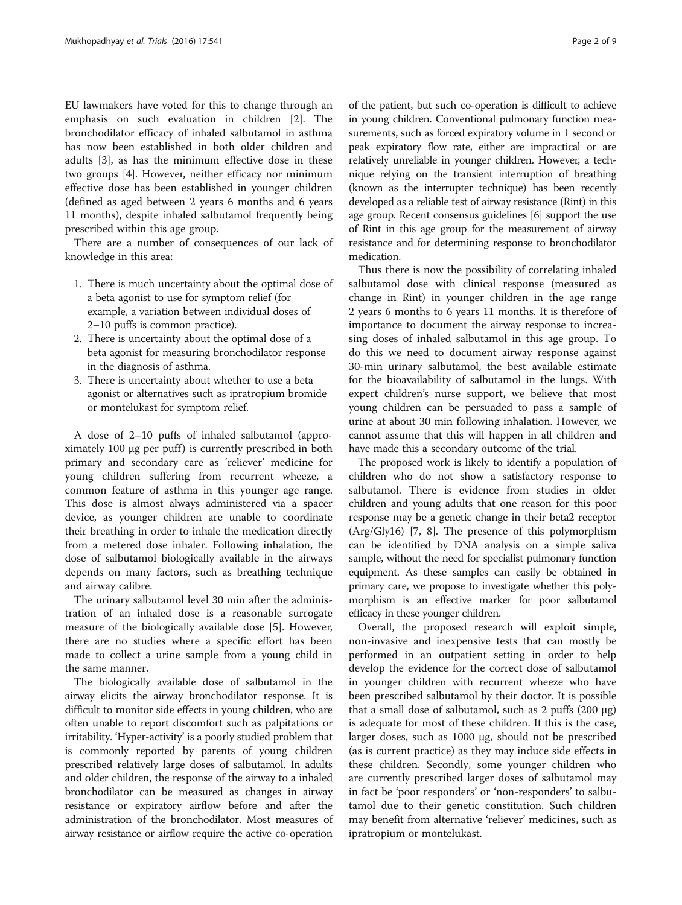EU lawmakers have voted for this to change through an emphasis on such evaluation in children [2]. The bronchodilator efficacy of inhaled salbutamol in asthma has now been established in both older children and adults [3], as has the minimum effective dose in these two groups [4]. However, neither efficacy nor minimum effective dose has been established in younger children (defined as aged between 2 years 6 months and 6 years 11 months), despite inhaled salbutamol frequently being prescribed within this age group.

There are a number of consequences of our lack of knowledge in this area:

1. There is much uncertainty about the optimal dose of a beta agonist to use for symptom relief (for example, a variation between individual doses of 2–10 puffs is common practice).
2. There is uncertainty about the optimal dose of a beta agonist for measuring bronchodilator response in the diagnosis of asthma.
3. There is uncertainty about whether to use a beta agonist or alternatives such as ipratropium bromide or montelukast for symptom relief.

A dose of 2–10 puffs of inhaled salbutamol (approximately 100 μg per puff) is currently prescribed in both primary and secondary care as 'reliever' medicine for young children suffering from recurrent wheeze, a common feature of asthma in this younger age range. This dose is almost always administered via a spacer device, as younger children are unable to coordinate their breathing in order to inhale the medication directly from a metered dose inhaler. Following inhalation, the dose of salbutamol biologically available in the airways depends on many factors, such as breathing technique and airway calibre.

The urinary salbutamol level 30 min after the administration of an inhaled dose is a reasonable surrogate measure of the biologically available dose [5]. However, there are no studies where a specific effort has been made to collect a urine sample from a young child in the same manner.

The biologically available dose of salbutamol in the airway elicits the airway bronchodilator response. It is difficult to monitor side effects in young children, who are often unable to report discomfort such as palpitations or irritability. 'Hyper-activity' is a poorly studied problem that is commonly reported by parents of young children prescribed relatively large doses of salbutamol. In adults and older children, the response of the airway to a inhaled bronchodilator can be measured as changes in airway resistance or expiratory airflow before and after the administration of the bronchodilator. Most measures of airway resistance or airflow require the active co-operation of the patient, but such co-operation is difficult to achieve in young children. Conventional pulmonary function measurements, such as forced expiratory volume in 1 second or peak expiratory flow rate, either are impractical or are relatively unreliable in younger children. However, a technique relying on the transient interruption of breathing (known as the interrupter technique) has been recently developed as a reliable test of airway resistance (Rint) in this age group. Recent consensus guidelines [6] support the use of Rint in this age group for the measurement of airway resistance and for determining response to bronchodilator medication.

Thus there is now the possibility of correlating inhaled salbutamol dose with clinical response (measured as change in Rint) in younger children in the age range 2 years 6 months to 6 years 11 months. It is therefore of importance to document the airway response to increasing doses of inhaled salbutamol in this age group. To do this we need to document airway response against 30-min urinary salbutamol, the best available estimate for the bioavailability of salbutamol in the lungs. With expert children's nurse support, we believe that most young children can be persuaded to pass a sample of urine at about 30 min following inhalation. However, we cannot assume that this will happen in all children and have made this a secondary outcome of the trial.

The proposed work is likely to identify a population of children who do not show a satisfactory response to salbutamol. There is evidence from studies in older children and young adults that one reason for this poor response may be a genetic change in their beta2 receptor (Arg/Gly16) [7, 8]. The presence of this polymorphism can be identified by DNA analysis on a simple saliva sample, without the need for specialist pulmonary function equipment. As these samples can easily be obtained in primary care, we propose to investigate whether this polymorphism is an effective marker for poor salbutamol efficacy in these younger children.

Overall, the proposed research will exploit simple, non-invasive and inexpensive tests that can mostly be performed in an outpatient setting in order to help develop the evidence for the correct dose of salbutamol in younger children with recurrent wheeze who have been prescribed salbutamol by their doctor. It is possible that a small dose of salbutamol, such as 2 puffs (200 μg) is adequate for most of these children. If this is the case, larger doses, such as 1000 μg, should not be prescribed (as is current practice) as they may induce side effects in these children. Secondly, some younger children who are currently prescribed larger doses of salbutamol may in fact be 'poor responders' or 'non-responders' to salbutamol due to their genetic constitution. Such children may benefit from alternative 'reliever' medicines, such as ipratropium or montelukast.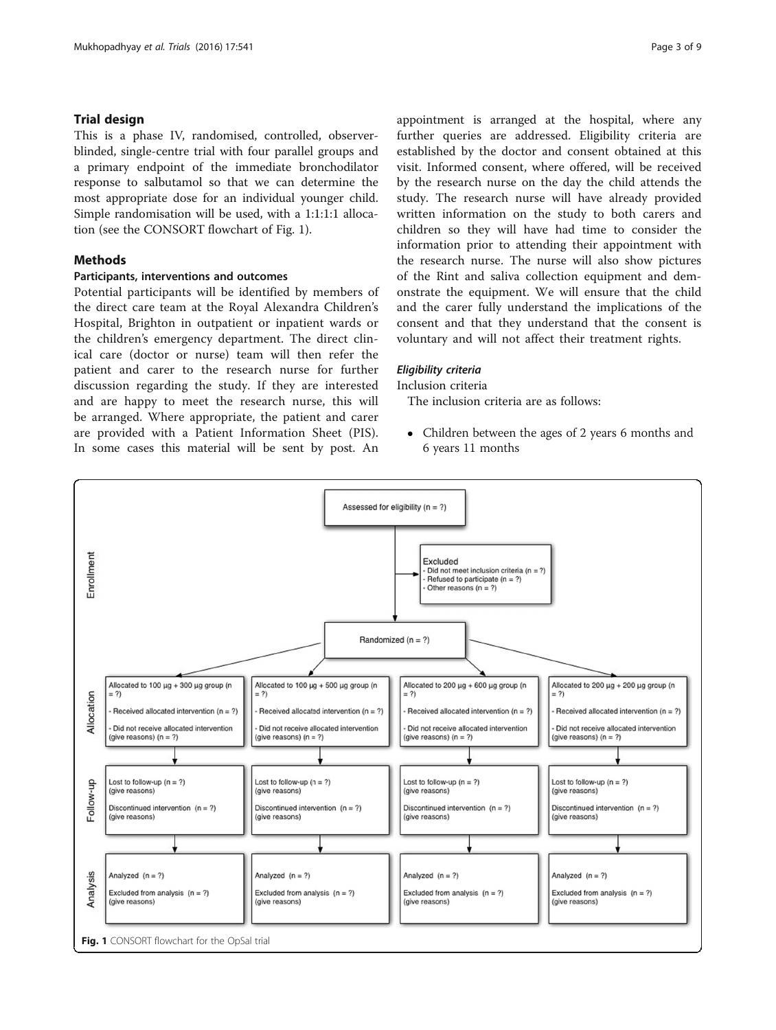## Trial design

This is a phase IV, randomised, controlled, observer-blinded, single-centre trial with four parallel groups and a primary endpoint of the immediate bronchodilator response to salbutamol so that we can determine the most appropriate dose for an individual younger child. Simple randomisation will be used, with a 1:1:1:1 allocation (see the CONSORT flowchart of Fig. 1).

## Methods

### Participants, interventions and outcomes

Potential participants will be identified by members of the direct care team at the Royal Alexandra Children's Hospital, Brighton in outpatient or inpatient wards or the children's emergency department. The direct clinical care (doctor or nurse) team will then refer the patient and carer to the research nurse for further discussion regarding the study. If they are interested and are happy to meet the research nurse, this will be arranged. Where appropriate, the patient and carer are provided with a Patient Information Sheet (PIS). In some cases this material will be sent by post. An appointment is arranged at the hospital, where any further queries are addressed. Eligibility criteria are established by the doctor and consent obtained at this visit. Informed consent, where offered, will be received by the research nurse on the day the child attends the study. The research nurse will have already provided written information on the study to both carers and children so they will have had time to consider the information prior to attending their appointment with the research nurse. The nurse will also show pictures of the Rint and saliva collection equipment and demonstrate the equipment. We will ensure that the child and the carer fully understand the implications of the consent and that they understand that the consent is voluntary and will not affect their treatment rights.

#### *Eligibility criteria*

Inclusion criteria

The inclusion criteria are as follows:

- Children between the ages of 2 years 6 months and 6 years 11 months

**Enrollment**

- Assessed for eligibility (n = ?)
- Excluded
  - Did not meet inclusion criteria (n = ?)
  - Refused to participate (n = ?)
  - Other reasons (n = ?)
- Randomized (n = ?)

**Allocation**

| Allocated to 100 µg + 300 µg group (n = ?) | Allocated to 100 µg + 500 µg group (n = ?) | Allocated to 200 µg + 600 µg group (n = ?) | Allocated to 200 µg + 200 µg group (n = ?) |
|---|---|---|---|
| - Received allocated intervention (n = ?) | - Received allocated intervention (n = ?) | - Received allocated intervention (n = ?) | - Received allocated intervention (n = ?) |
| - Did not receive allocated intervention (give reasons) (n = ?) | - Did not receive allocated intervention (give reasons) (n = ?) | - Did not receive allocated intervention (give reasons) (n = ?) | - Did not receive allocated intervention (give reasons) (n = ?) |

**Follow-up**

| | | | |
|---|---|---|---|
| Lost to follow-up (n = ?) (give reasons) | Lost to follow-up (n = ?) (give reasons) | Lost to follow-up (n = ?) (give reasons) | Lost to follow-up (n = ?) (give reasons) |
| Discontinued intervention (n = ?) (give reasons) | Discontinued intervention (n = ?) (give reasons) | Discontinued intervention (n = ?) (give reasons) | Discontinued intervention (n = ?) (give reasons) |

**Analysis**

| | | | |
|---|---|---|---|
| Analyzed (n = ?) | Analyzed (n = ?) | Analyzed (n = ?) | Analyzed (n = ?) |
| Excluded from analysis (n = ?) (give reasons) | Excluded from analysis (n = ?) (give reasons) | Excluded from analysis (n = ?) (give reasons) | Excluded from analysis (n = ?) (give reasons) |

**Fig. 1** CONSORT flowchart for the OpSal trial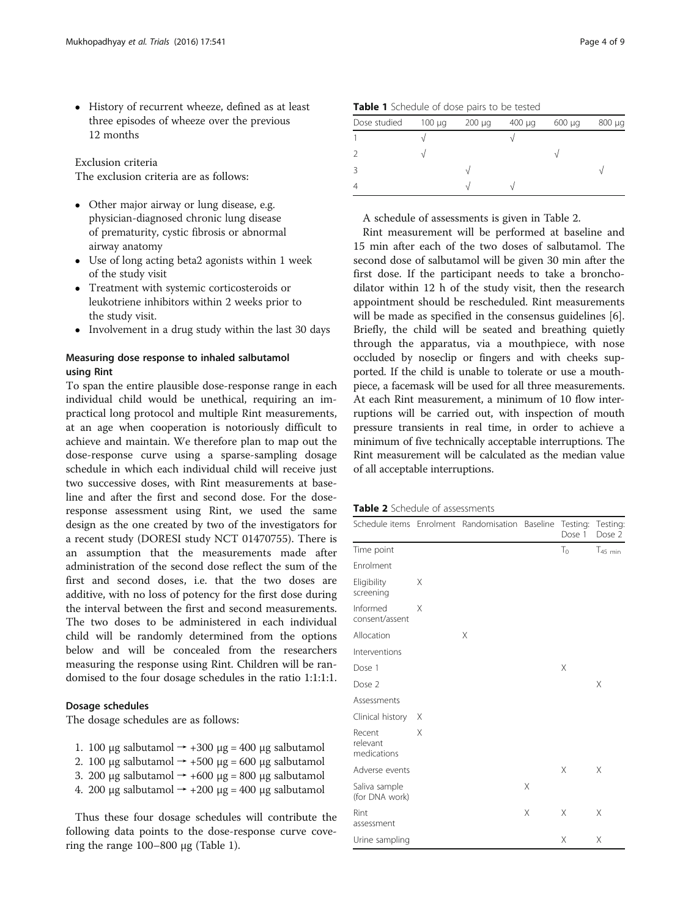- History of recurrent wheeze, defined as at least three episodes of wheeze over the previous 12 months

Exclusion criteria

The exclusion criteria are as follows:

- Other major airway or lung disease, e.g. physician-diagnosed chronic lung disease of prematurity, cystic fibrosis or abnormal airway anatomy
- Use of long acting beta2 agonists within 1 week of the study visit
- Treatment with systemic corticosteroids or leukotriene inhibitors within 2 weeks prior to the study visit.
- Involvement in a drug study within the last 30 days

### Measuring dose response to inhaled salbutamol using Rint

To span the entire plausible dose-response range in each individual child would be unethical, requiring an impractical long protocol and multiple Rint measurements, at an age when cooperation is notoriously difficult to achieve and maintain. We therefore plan to map out the dose-response curve using a sparse-sampling dosage schedule in which each individual child will receive just two successive doses, with Rint measurements at baseline and after the first and second dose. For the dose-response assessment using Rint, we used the same design as the one created by two of the investigators for a recent study (DORESI study NCT 01470755). There is an assumption that the measurements made after administration of the second dose reflect the sum of the first and second doses, i.e. that the two doses are additive, with no loss of potency for the first dose during the interval between the first and second measurements. The two doses to be administered in each individual child will be randomly determined from the options below and will be concealed from the researchers measuring the response using Rint. Children will be randomised to the four dosage schedules in the ratio 1:1:1:1.

### Dosage schedules

The dosage schedules are as follows:

1. 100 μg salbutamol → +300 μg = 400 μg salbutamol
2. 100 μg salbutamol → +500 μg = 600 μg salbutamol
3. 200 μg salbutamol → +600 μg = 800 μg salbutamol
4. 200 μg salbutamol → +200 μg = 400 μg salbutamol

Thus these four dosage schedules will contribute the following data points to the dose-response curve covering the range 100–800 μg (Table 1).

**Table 1** Schedule of dose pairs to be tested

| Dose studied | 100 μg | 200 μg | 400 μg | 600 μg | 800 μg |
|---|---|---|---|---|---|
| 1 | √ | | √ | | |
| 2 | √ | | | √ | |
| 3 | | √ | | | √ |
| 4 | | √ | √ | | |

A schedule of assessments is given in Table 2.

Rint measurement will be performed at baseline and 15 min after each of the two doses of salbutamol. The second dose of salbutamol will be given 30 min after the first dose. If the participant needs to take a bronchodilator within 12 h of the study visit, then the research appointment should be rescheduled. Rint measurements will be made as specified in the consensus guidelines [6]. Briefly, the child will be seated and breathing quietly through the apparatus, via a mouthpiece, with nose occluded by noseclip or fingers and with cheeks supported. If the child is unable to tolerate or use a mouthpiece, a facemask will be used for all three measurements. At each Rint measurement, a minimum of 10 flow interruptions will be carried out, with inspection of mouth pressure transients in real time, in order to achieve a minimum of five technically acceptable interruptions. The Rint measurement will be calculated as the median value of all acceptable interruptions.

**Table 2** Schedule of assessments

| Schedule items | Enrolment | Randomisation | Baseline | Testing: Dose 1 | Testing: Dose 2 |
|---|---|---|---|---|---|
| Time point | | | | $T_0$ | $T_{45\ min}$ |
| Enrolment | | | | | |
| Eligibility screening | X | | | | |
| Informed consent/assent | X | | | | |
| Allocation | | X | | | |
| Interventions | | | | | |
| Dose 1 | | | | X | |
| Dose 2 | | | | | X |
| Assessments | | | | | |
| Clinical history | X | | | | |
| Recent relevant medications | X | | | | |
| Adverse events | | | | X | X |
| Saliva sample (for DNA work) | | | X | | |
| Rint assessment | | | X | X | X |
| Urine sampling | | | | X | X |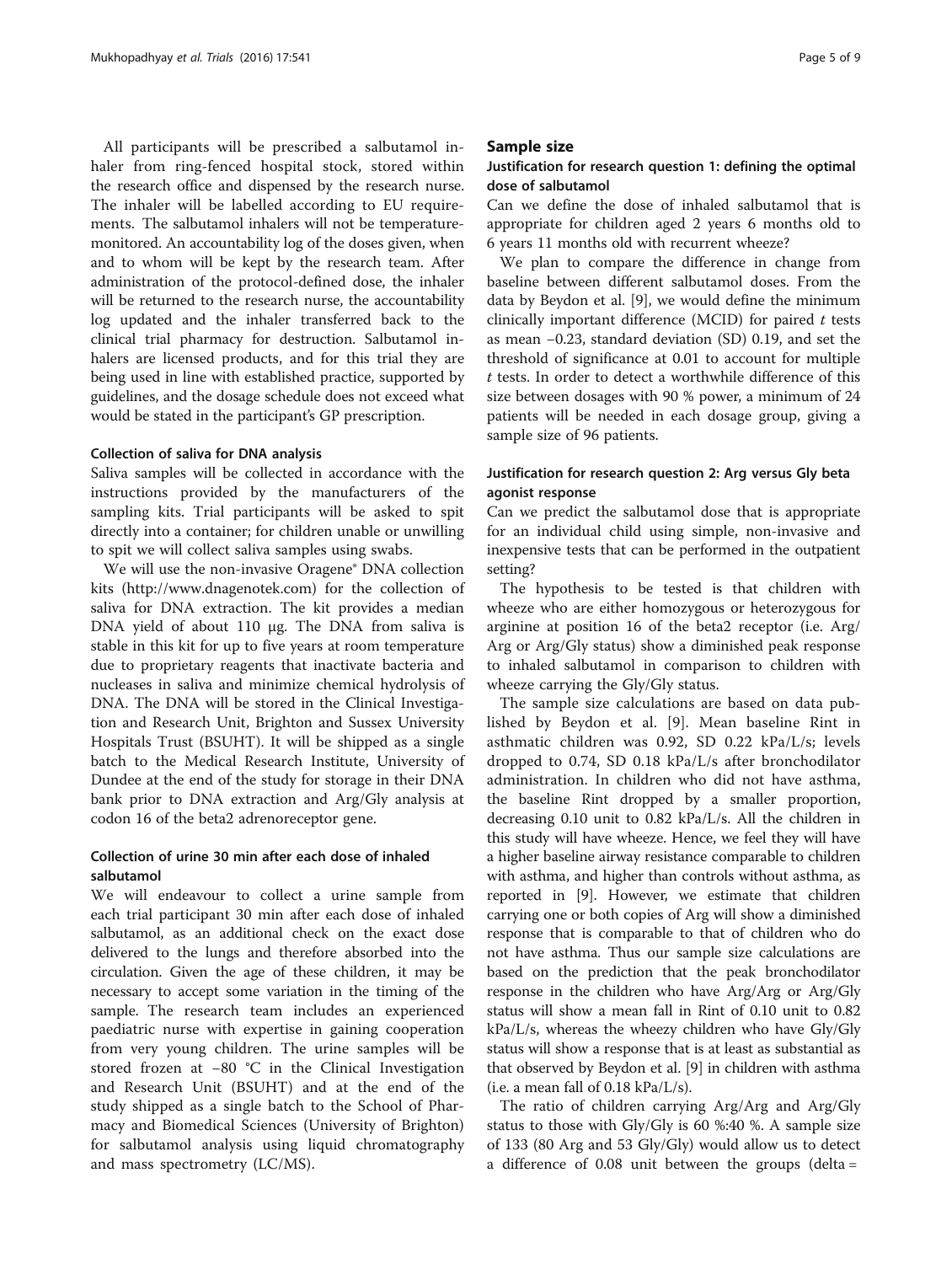All participants will be prescribed a salbutamol inhaler from ring-fenced hospital stock, stored within the research office and dispensed by the research nurse. The inhaler will be labelled according to EU requirements. The salbutamol inhalers will not be temperature-monitored. An accountability log of the doses given, when and to whom will be kept by the research team. After administration of the protocol-defined dose, the inhaler will be returned to the research nurse, the accountability log updated and the inhaler transferred back to the clinical trial pharmacy for destruction. Salbutamol inhalers are licensed products, and for this trial they are being used in line with established practice, supported by guidelines, and the dosage schedule does not exceed what would be stated in the participant's GP prescription.

#### Collection of saliva for DNA analysis

Saliva samples will be collected in accordance with the instructions provided by the manufacturers of the sampling kits. Trial participants will be asked to spit directly into a container; for children unable or unwilling to spit we will collect saliva samples using swabs.

We will use the non-invasive Oragene® DNA collection kits (http://www.dnagenotek.com) for the collection of saliva for DNA extraction. The kit provides a median DNA yield of about 110 μg. The DNA from saliva is stable in this kit for up to five years at room temperature due to proprietary reagents that inactivate bacteria and nucleases in saliva and minimize chemical hydrolysis of DNA. The DNA will be stored in the Clinical Investigation and Research Unit, Brighton and Sussex University Hospitals Trust (BSUHT). It will be shipped as a single batch to the Medical Research Institute, University of Dundee at the end of the study for storage in their DNA bank prior to DNA extraction and Arg/Gly analysis at codon 16 of the beta2 adrenoreceptor gene.

#### Collection of urine 30 min after each dose of inhaled salbutamol

We will endeavour to collect a urine sample from each trial participant 30 min after each dose of inhaled salbutamol, as an additional check on the exact dose delivered to the lungs and therefore absorbed into the circulation. Given the age of these children, it may be necessary to accept some variation in the timing of the sample. The research team includes an experienced paediatric nurse with expertise in gaining cooperation from very young children. The urine samples will be stored frozen at −80 °C in the Clinical Investigation and Research Unit (BSUHT) and at the end of the study shipped as a single batch to the School of Pharmacy and Biomedical Sciences (University of Brighton) for salbutamol analysis using liquid chromatography and mass spectrometry (LC/MS).

### Sample size

#### Justification for research question 1: defining the optimal dose of salbutamol

Can we define the dose of inhaled salbutamol that is appropriate for children aged 2 years 6 months old to 6 years 11 months old with recurrent wheeze?

We plan to compare the difference in change from baseline between different salbutamol doses. From the data by Beydon et al. [9], we would define the minimum clinically important difference (MCID) for paired $t$ tests as mean −0.23, standard deviation (SD) 0.19, and set the threshold of significance at 0.01 to account for multiple $t$ tests. In order to detect a worthwhile difference of this size between dosages with 90 % power, a minimum of 24 patients will be needed in each dosage group, giving a sample size of 96 patients.

#### Justification for research question 2: Arg versus Gly beta agonist response

Can we predict the salbutamol dose that is appropriate for an individual child using simple, non-invasive and inexpensive tests that can be performed in the outpatient setting?

The hypothesis to be tested is that children with wheeze who are either homozygous or heterozygous for arginine at position 16 of the beta2 receptor (i.e. Arg/Arg or Arg/Gly status) show a diminished peak response to inhaled salbutamol in comparison to children with wheeze carrying the Gly/Gly status.

The sample size calculations are based on data published by Beydon et al. [9]. Mean baseline Rint in asthmatic children was 0.92, SD 0.22 kPa/L/s; levels dropped to 0.74, SD 0.18 kPa/L/s after bronchodilator administration. In children who did not have asthma, the baseline Rint dropped by a smaller proportion, decreasing 0.10 unit to 0.82 kPa/L/s. All the children in this study will have wheeze. Hence, we feel they will have a higher baseline airway resistance comparable to children with asthma, and higher than controls without asthma, as reported in [9]. However, we estimate that children carrying one or both copies of Arg will show a diminished response that is comparable to that of children who do not have asthma. Thus our sample size calculations are based on the prediction that the peak bronchodilator response in the children who have Arg/Arg or Arg/Gly status will show a mean fall in Rint of 0.10 unit to 0.82 kPa/L/s, whereas the wheezy children who have Gly/Gly status will show a response that is at least as substantial as that observed by Beydon et al. [9] in children with asthma (i.e. a mean fall of 0.18 kPa/L/s).

The ratio of children carrying Arg/Arg and Arg/Gly status to those with Gly/Gly is 60 %:40 %. A sample size of 133 (80 Arg and 53 Gly/Gly) would allow us to detect a difference of 0.08 unit between the groups (delta =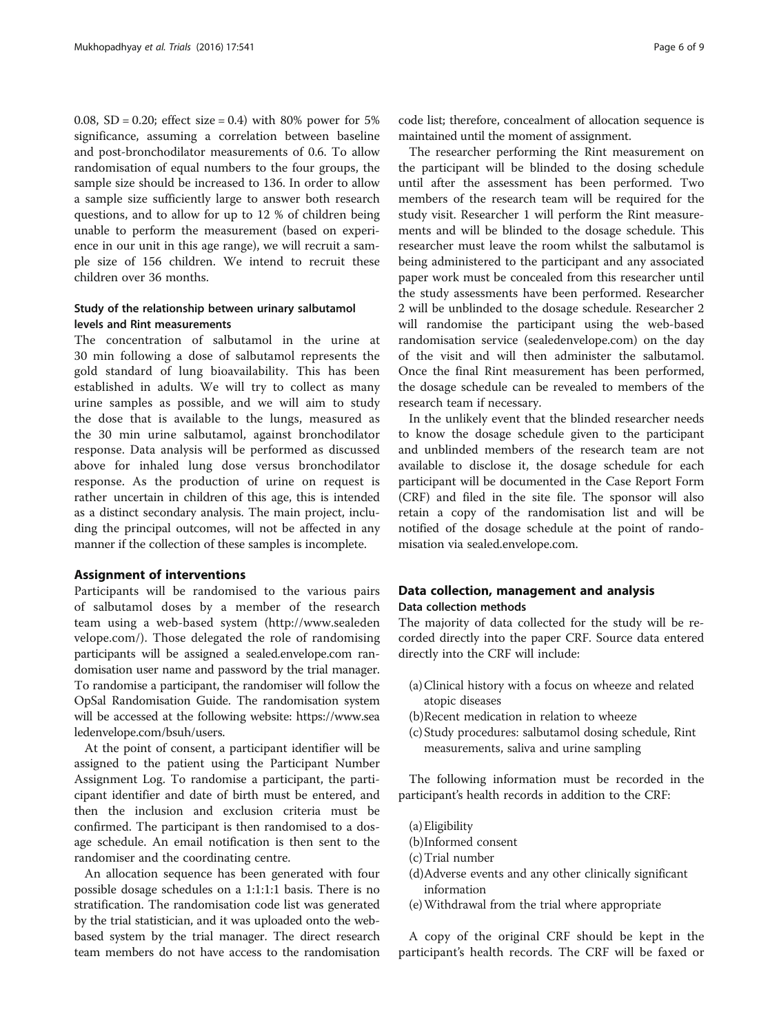0.08, SD = 0.20; effect size = 0.4) with 80% power for 5% significance, assuming a correlation between baseline and post-bronchodilator measurements of 0.6. To allow randomisation of equal numbers to the four groups, the sample size should be increased to 136. In order to allow a sample size sufficiently large to answer both research questions, and to allow for up to 12 % of children being unable to perform the measurement (based on experience in our unit in this age range), we will recruit a sample size of 156 children. We intend to recruit these children over 36 months.

### Study of the relationship between urinary salbutamol levels and Rint measurements

The concentration of salbutamol in the urine at 30 min following a dose of salbutamol represents the gold standard of lung bioavailability. This has been established in adults. We will try to collect as many urine samples as possible, and we will aim to study the dose that is available to the lungs, measured as the 30 min urine salbutamol, against bronchodilator response. Data analysis will be performed as discussed above for inhaled lung dose versus bronchodilator response. As the production of urine on request is rather uncertain in children of this age, this is intended as a distinct secondary analysis. The main project, including the principal outcomes, will not be affected in any manner if the collection of these samples is incomplete.

## Assignment of interventions

Participants will be randomised to the various pairs of salbutamol doses by a member of the research team using a web-based system (http://www.sealedenvelope.com/). Those delegated the role of randomising participants will be assigned a sealed.envelope.com randomisation user name and password by the trial manager. To randomise a participant, the randomiser will follow the OpSal Randomisation Guide. The randomisation system will be accessed at the following website: https://www.sealedenvelope.com/bsuh/users.

At the point of consent, a participant identifier will be assigned to the patient using the Participant Number Assignment Log. To randomise a participant, the participant identifier and date of birth must be entered, and then the inclusion and exclusion criteria must be confirmed. The participant is then randomised to a dosage schedule. An email notification is then sent to the randomiser and the coordinating centre.

An allocation sequence has been generated with four possible dosage schedules on a 1:1:1:1 basis. There is no stratification. The randomisation code list was generated by the trial statistician, and it was uploaded onto the web-based system by the trial manager. The direct research team members do not have access to the randomisation code list; therefore, concealment of allocation sequence is maintained until the moment of assignment.

The researcher performing the Rint measurement on the participant will be blinded to the dosing schedule until after the assessment has been performed. Two members of the research team will be required for the study visit. Researcher 1 will perform the Rint measurements and will be blinded to the dosage schedule. This researcher must leave the room whilst the salbutamol is being administered to the participant and any associated paper work must be concealed from this researcher until the study assessments have been performed. Researcher 2 will be unblinded to the dosage schedule. Researcher 2 will randomise the participant using the web-based randomisation service (sealedenvelope.com) on the day of the visit and will then administer the salbutamol. Once the final Rint measurement has been performed, the dosage schedule can be revealed to members of the research team if necessary.

In the unlikely event that the blinded researcher needs to know the dosage schedule given to the participant and unblinded members of the research team are not available to disclose it, the dosage schedule for each participant will be documented in the Case Report Form (CRF) and filed in the site file. The sponsor will also retain a copy of the randomisation list and will be notified of the dosage schedule at the point of randomisation via sealed.envelope.com.

## Data collection, management and analysis

### Data collection methods

The majority of data collected for the study will be recorded directly into the paper CRF. Source data entered directly into the CRF will include:

(a) Clinical history with a focus on wheeze and related atopic diseases
(b) Recent medication in relation to wheeze
(c) Study procedures: salbutamol dosing schedule, Rint measurements, saliva and urine sampling

The following information must be recorded in the participant's health records in addition to the CRF:

(a) Eligibility
(b) Informed consent
(c) Trial number
(d) Adverse events and any other clinically significant information
(e) Withdrawal from the trial where appropriate

A copy of the original CRF should be kept in the participant's health records. The CRF will be faxed or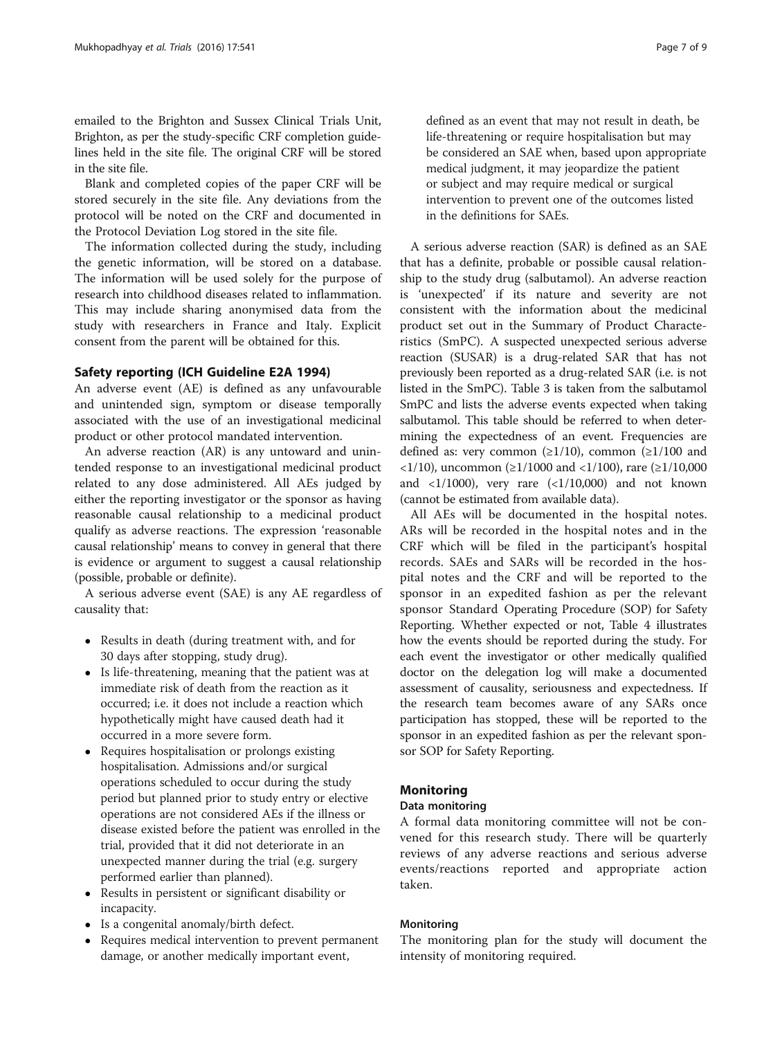emailed to the Brighton and Sussex Clinical Trials Unit, Brighton, as per the study-specific CRF completion guidelines held in the site file. The original CRF will be stored in the site file.

Blank and completed copies of the paper CRF will be stored securely in the site file. Any deviations from the protocol will be noted on the CRF and documented in the Protocol Deviation Log stored in the site file.

The information collected during the study, including the genetic information, will be stored on a database. The information will be used solely for the purpose of research into childhood diseases related to inflammation. This may include sharing anonymised data from the study with researchers in France and Italy. Explicit consent from the parent will be obtained for this.

## Safety reporting (ICH Guideline E2A 1994)

An adverse event (AE) is defined as any unfavourable and unintended sign, symptom or disease temporally associated with the use of an investigational medicinal product or other protocol mandated intervention.

An adverse reaction (AR) is any untoward and unintended response to an investigational medicinal product related to any dose administered. All AEs judged by either the reporting investigator or the sponsor as having reasonable causal relationship to a medicinal product qualify as adverse reactions. The expression 'reasonable causal relationship' means to convey in general that there is evidence or argument to suggest a causal relationship (possible, probable or definite).

A serious adverse event (SAE) is any AE regardless of causality that:

- Results in death (during treatment with, and for 30 days after stopping, study drug).
- Is life-threatening, meaning that the patient was at immediate risk of death from the reaction as it occurred; i.e. it does not include a reaction which hypothetically might have caused death had it occurred in a more severe form.
- Requires hospitalisation or prolongs existing hospitalisation. Admissions and/or surgical operations scheduled to occur during the study period but planned prior to study entry or elective operations are not considered AEs if the illness or disease existed before the patient was enrolled in the trial, provided that it did not deteriorate in an unexpected manner during the trial (e.g. surgery performed earlier than planned).
- Results in persistent or significant disability or incapacity.
- Is a congenital anomaly/birth defect.
- Requires medical intervention to prevent permanent damage, or another medically important event, defined as an event that may not result in death, be life-threatening or require hospitalisation but may be considered an SAE when, based upon appropriate medical judgment, it may jeopardize the patient or subject and may require medical or surgical intervention to prevent one of the outcomes listed in the definitions for SAEs.

A serious adverse reaction (SAR) is defined as an SAE that has a definite, probable or possible causal relationship to the study drug (salbutamol). An adverse reaction is 'unexpected' if its nature and severity are not consistent with the information about the medicinal product set out in the Summary of Product Characteristics (SmPC). A suspected unexpected serious adverse reaction (SUSAR) is a drug-related SAR that has not previously been reported as a drug-related SAR (i.e. is not listed in the SmPC). Table 3 is taken from the salbutamol SmPC and lists the adverse events expected when taking salbutamol. This table should be referred to when determining the expectedness of an event. Frequencies are defined as: very common ($\geq 1/10$), common ($\geq 1/100$ and $<1/10$), uncommon ($\geq 1/1000$ and $<1/100$), rare ($\geq 1/10{,}000$ and $<1/1000$), very rare ($<1/10{,}000$) and not known (cannot be estimated from available data).

All AEs will be documented in the hospital notes. ARs will be recorded in the hospital notes and in the CRF which will be filed in the participant's hospital records. SAEs and SARs will be recorded in the hospital notes and the CRF and will be reported to the sponsor in an expedited fashion as per the relevant sponsor Standard Operating Procedure (SOP) for Safety Reporting. Whether expected or not, Table 4 illustrates how the events should be reported during the study. For each event the investigator or other medically qualified doctor on the delegation log will make a documented assessment of causality, seriousness and expectedness. If the research team becomes aware of any SARs once participation has stopped, these will be reported to the sponsor in an expedited fashion as per the relevant sponsor SOP for Safety Reporting.

## Monitoring

### Data monitoring

A formal data monitoring committee will not be convened for this research study. There will be quarterly reviews of any adverse reactions and serious adverse events/reactions reported and appropriate action taken.

### Monitoring

The monitoring plan for the study will document the intensity of monitoring required.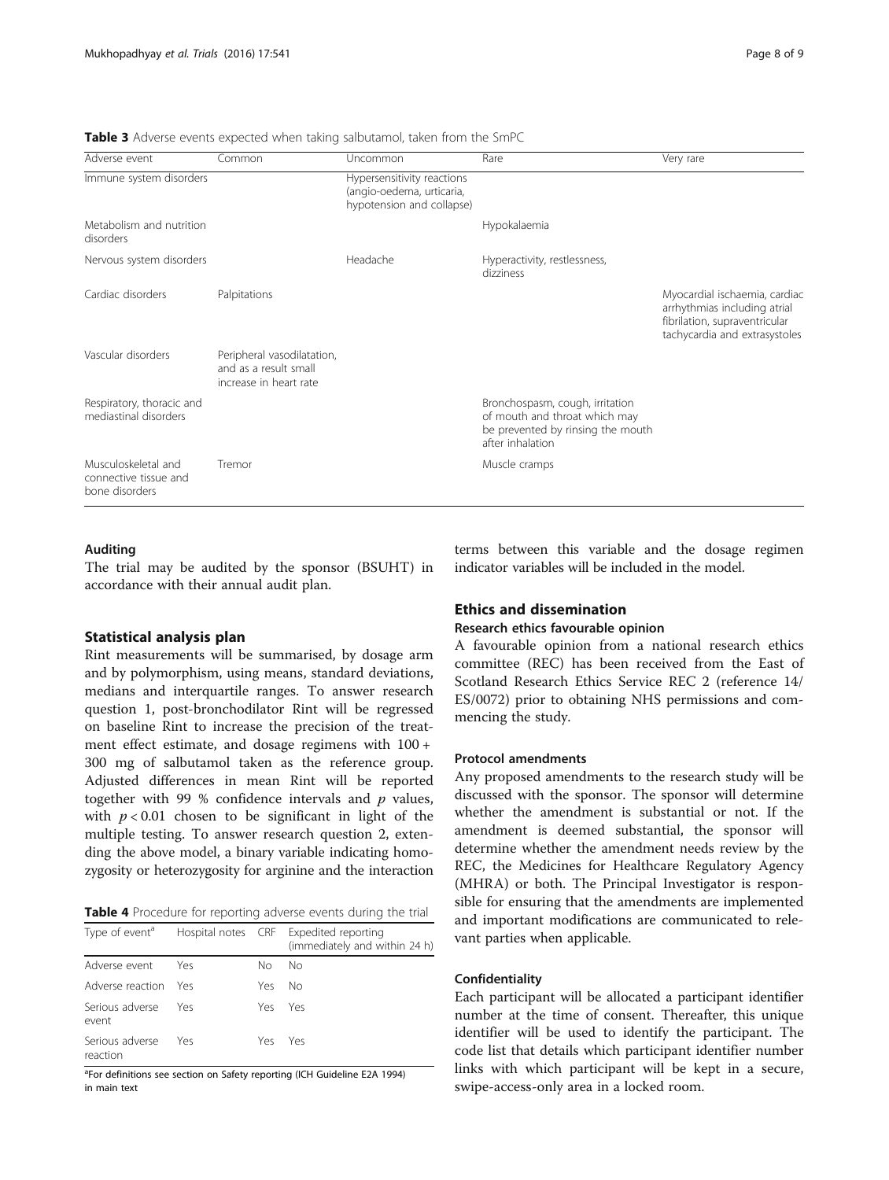**Table 3** Adverse events expected when taking salbutamol, taken from the SmPC

| Adverse event | Common | Uncommon | Rare | Very rare |
|---|---|---|---|---|
| Immune system disorders | | Hypersensitivity reactions (angio-oedema, urticaria, hypotension and collapse) | | |
| Metabolism and nutrition disorders | | | Hypokalaemia | |
| Nervous system disorders | | Headache | Hyperactivity, restlessness, dizziness | |
| Cardiac disorders | Palpitations | | | Myocardial ischaemia, cardiac arrhythmias including atrial fibrilation, supraventricular tachycardia and extrasystoles |
| Vascular disorders | Peripheral vasodilatation, and as a result small increase in heart rate | | | |
| Respiratory, thoracic and mediastinal disorders | | | Bronchospasm, cough, irritation of mouth and throat which may be prevented by rinsing the mouth after inhalation | |
| Musculoskeletal and connective tissue and bone disorders | Tremor | | Muscle cramps | |

#### Auditing

The trial may be audited by the sponsor (BSUHT) in accordance with their annual audit plan.

### Statistical analysis plan

Rint measurements will be summarised, by dosage arm and by polymorphism, using means, standard deviations, medians and interquartile ranges. To answer research question 1, post-bronchodilator Rint will be regressed on baseline Rint to increase the precision of the treatment effect estimate, and dosage regimens with 100 + 300 mg of salbutamol taken as the reference group. Adjusted differences in mean Rint will be reported together with 99 % confidence intervals and $p$ values, with $p < 0.01$ chosen to be significant in light of the multiple testing. To answer research question 2, extending the above model, a binary variable indicating homozygosity or heterozygosity for arginine and the interaction terms between this variable and the dosage regimen indicator variables will be included in the model.

**Table 4** Procedure for reporting adverse events during the trial

| Type of event[a] | Hospital notes | CRF | Expedited reporting (immediately and within 24 h) |
|---|---|---|---|
| Adverse event | Yes | No | No |
| Adverse reaction | Yes | Yes | No |
| Serious adverse event | Yes | Yes | Yes |
| Serious adverse reaction | Yes | Yes | Yes |

[a]For definitions see section on Safety reporting (ICH Guideline E2A 1994) in main text

## Ethics and dissemination

#### Research ethics favourable opinion

A favourable opinion from a national research ethics committee (REC) has been received from the East of Scotland Research Ethics Service REC 2 (reference 14/ES/0072) prior to obtaining NHS permissions and commencing the study.

#### Protocol amendments

Any proposed amendments to the research study will be discussed with the sponsor. The sponsor will determine whether the amendment is substantial or not. If the amendment is deemed substantial, the sponsor will determine whether the amendment needs review by the REC, the Medicines for Healthcare Regulatory Agency (MHRA) or both. The Principal Investigator is responsible for ensuring that the amendments are implemented and important modifications are communicated to relevant parties when applicable.

#### Confidentiality

Each participant will be allocated a participant identifier number at the time of consent. Thereafter, this unique identifier will be used to identify the participant. The code list that details which participant identifier number links with which participant will be kept in a secure, swipe-access-only area in a locked room.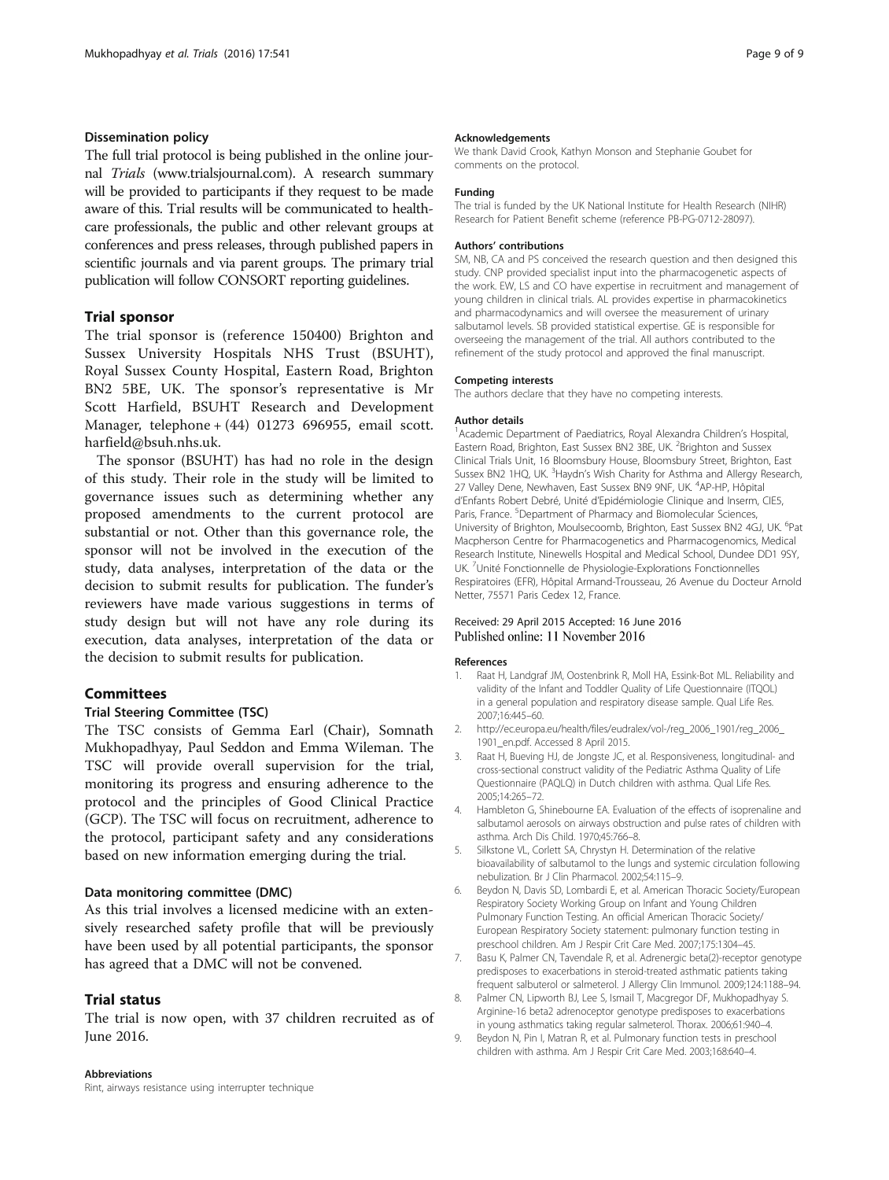### Dissemination policy

The full trial protocol is being published in the online journal *Trials* (www.trialsjournal.com). A research summary will be provided to participants if they request to be made aware of this. Trial results will be communicated to healthcare professionals, the public and other relevant groups at conferences and press releases, through published papers in scientific journals and via parent groups. The primary trial publication will follow CONSORT reporting guidelines.

## Trial sponsor

The trial sponsor is (reference 150400) Brighton and Sussex University Hospitals NHS Trust (BSUHT), Royal Sussex County Hospital, Eastern Road, Brighton BN2 5BE, UK. The sponsor's representative is Mr Scott Harfield, BSUHT Research and Development Manager, telephone + (44) 01273 696955, email scott.harfield@bsuh.nhs.uk.

The sponsor (BSUHT) has had no role in the design of this study. Their role in the study will be limited to governance issues such as determining whether any proposed amendments to the current protocol are substantial or not. Other than this governance role, the sponsor will not be involved in the execution of the study, data analyses, interpretation of the data or the decision to submit results for publication. The funder's reviewers have made various suggestions in terms of study design but will not have any role during its execution, data analyses, interpretation of the data or the decision to submit results for publication.

## Committees

### Trial Steering Committee (TSC)

The TSC consists of Gemma Earl (Chair), Somnath Mukhopadhyay, Paul Seddon and Emma Wileman. The TSC will provide overall supervision for the trial, monitoring its progress and ensuring adherence to the protocol and the principles of Good Clinical Practice (GCP). The TSC will focus on recruitment, adherence to the protocol, participant safety and any considerations based on new information emerging during the trial.

### Data monitoring committee (DMC)

As this trial involves a licensed medicine with an extensively researched safety profile that will be previously have been used by all potential participants, the sponsor has agreed that a DMC will not be convened.

## Trial status

The trial is now open, with 37 children recruited as of June 2016.

### Abbreviations

Rint, airways resistance using interrupter technique

### Acknowledgements

We thank David Crook, Kathyn Monson and Stephanie Goubet for comments on the protocol.

### Funding

The trial is funded by the UK National Institute for Health Research (NIHR) Research for Patient Benefit scheme (reference PB-PG-0712-28097).

### Authors' contributions

SM, NB, CA and PS conceived the research question and then designed this study. CNP provided specialist input into the pharmacogenetic aspects of the work. EW, LS and CO have expertise in recruitment and management of young children in clinical trials. AL provides expertise in pharmacokinetics and pharmacodynamics and will oversee the measurement of urinary salbutamol levels. SB provided statistical expertise. GE is responsible for overseeing the management of the trial. All authors contributed to the refinement of the study protocol and approved the final manuscript.

### Competing interests

The authors declare that they have no competing interests.

### Author details

[1]Academic Department of Paediatrics, Royal Alexandra Children's Hospital, Eastern Road, Brighton, East Sussex BN2 3BE, UK. [2]Brighton and Sussex Clinical Trials Unit, 16 Bloomsbury House, Bloomsbury Street, Brighton, East Sussex BN2 1HQ, UK. [3]Haydn's Wish Charity for Asthma and Allergy Research, 27 Valley Dene, Newhaven, East Sussex BN9 9NF, UK. [4]AP-HP, Hôpital d'Enfants Robert Debré, Unité d'Epidémiologie Clinique and Inserm, CIE5, Paris, France. [5]Department of Pharmacy and Biomolecular Sciences, University of Brighton, Moulsecoomb, Brighton, East Sussex BN2 4GJ, UK. [6]Pat Macpherson Centre for Pharmacogenetics and Pharmacogenomics, Medical Research Institute, Ninewells Hospital and Medical School, Dundee DD1 9SY, UK. [7]Unité Fonctionnelle de Physiologie-Explorations Fonctionnelles Respiratoires (EFR), Hôpital Armand-Trousseau, 26 Avenue du Docteur Arnold Netter, 75571 Paris Cedex 12, France.

Received: 29 April 2015 Accepted: 16 June 2016
Published online: 11 November 2016

### References

1. Raat H, Landgraf JM, Oostenbrink R, Moll HA, Essink-Bot ML. Reliability and validity of the Infant and Toddler Quality of Life Questionnaire (ITQOL) in a general population and respiratory disease sample. Qual Life Res. 2007;16:445–60.
2. http://ec.europa.eu/health/files/eudralex/vol-/reg_2006_1901/reg_2006_1901_en.pdf. Accessed 8 April 2015.
3. Raat H, Bueving HJ, de Jongste JC, et al. Responsiveness, longitudinal- and cross-sectional construct validity of the Pediatric Asthma Quality of Life Questionnaire (PAQLQ) in Dutch children with asthma. Qual Life Res. 2005;14:265–72.
4. Hambleton G, Shinebourne EA. Evaluation of the effects of isoprenaline and salbutamol aerosols on airways obstruction and pulse rates of children with asthma. Arch Dis Child. 1970;45:766–8.
5. Silkstone VL, Corlett SA, Chrystyn H. Determination of the relative bioavailability of salbutamol to the lungs and systemic circulation following nebulization. Br J Clin Pharmacol. 2002;54:115–9.
6. Beydon N, Davis SD, Lombardi E, et al. American Thoracic Society/European Respiratory Society Working Group on Infant and Young Children Pulmonary Function Testing. An official American Thoracic Society/European Respiratory Society statement: pulmonary function testing in preschool children. Am J Respir Crit Care Med. 2007;175:1304–45.
7. Basu K, Palmer CN, Tavendale R, et al. Adrenergic beta(2)-receptor genotype predisposes to exacerbations in steroid-treated asthmatic patients taking frequent salbuterol or salmeterol. J Allergy Clin Immunol. 2009;124:1188–94.
8. Palmer CN, Lipworth BJ, Lee S, Ismail T, Macgregor DF, Mukhopadhyay S. Arginine-16 beta2 adrenoceptor genotype predisposes to exacerbations in young asthmatics taking regular salmeterol. Thorax. 2006;61:940–4.
9. Beydon N, Pin I, Matran R, et al. Pulmonary function tests in preschool children with asthma. Am J Respir Crit Care Med. 2003;168:640–4.